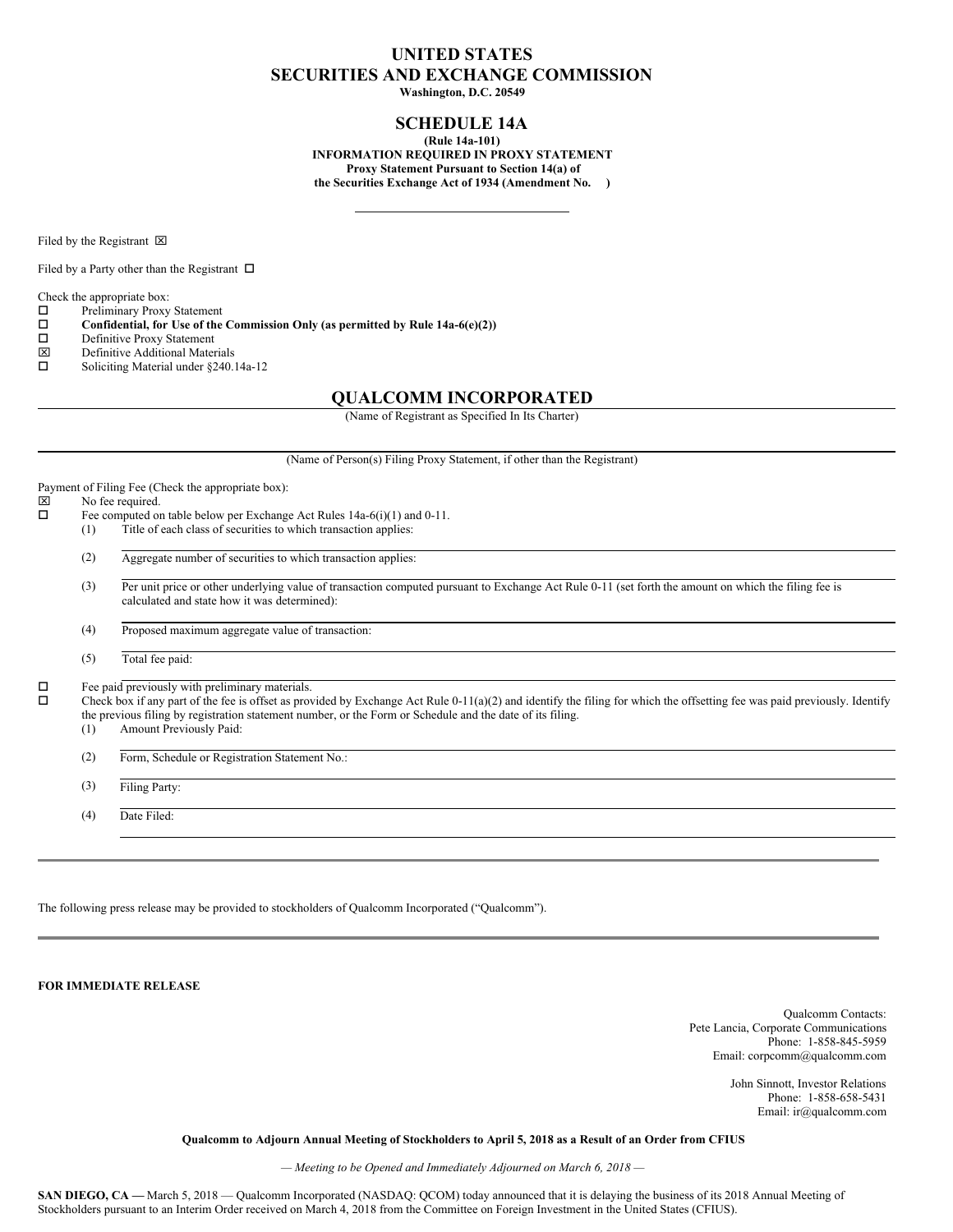# UNITED STATES
# SECURITIES AND EXCHANGE COMMISSION
**Washington, D.C. 20549**

## SCHEDULE 14A

**(Rule 14a-101)**
**INFORMATION REQUIRED IN PROXY STATEMENT**
**Proxy Statement Pursuant to Section 14(a) of**
**the Securities Exchange Act of 1934 (Amendment No. )**

Filed by the Registrant ☒

Filed by a Party other than the Registrant ☐

Check the appropriate box:

☐ Preliminary Proxy Statement
☐ **Confidential, for Use of the Commission Only (as permitted by Rule 14a-6(e)(2))**
☐ Definitive Proxy Statement
☒ Definitive Additional Materials
☐ Soliciting Material under §240.14a-12

## QUALCOMM INCORPORATED

(Name of Registrant as Specified In Its Charter)

(Name of Person(s) Filing Proxy Statement, if other than the Registrant)

Payment of Filing Fee (Check the appropriate box):

☒ No fee required.
☐ Fee computed on table below per Exchange Act Rules 14a-6(i)(1) and 0-11.

(1) Title of each class of securities to which transaction applies:

(2) Aggregate number of securities to which transaction applies:

(3) Per unit price or other underlying value of transaction computed pursuant to Exchange Act Rule 0-11 (set forth the amount on which the filing fee is calculated and state how it was determined):

(4) Proposed maximum aggregate value of transaction:

(5) Total fee paid:

☐ Fee paid previously with preliminary materials.
☐ Check box if any part of the fee is offset as provided by Exchange Act Rule 0-11(a)(2) and identify the filing for which the offsetting fee was paid previously. Identify the previous filing by registration statement number, or the Form or Schedule and the date of its filing.

(1) Amount Previously Paid:

(2) Form, Schedule or Registration Statement No.:

(3) Filing Party:

(4) Date Filed:

---

The following press release may be provided to stockholders of Qualcomm Incorporated ("Qualcomm").

---

**FOR IMMEDIATE RELEASE**

Qualcomm Contacts:
Pete Lancia, Corporate Communications
Phone: 1-858-845-5959
Email: corpcomm@qualcomm.com

John Sinnott, Investor Relations
Phone: 1-858-658-5431
Email: ir@qualcomm.com

**Qualcomm to Adjourn Annual Meeting of Stockholders to April 5, 2018 as a Result of an Order from CFIUS**

*— Meeting to be Opened and Immediately Adjourned on March 6, 2018 —*

**SAN DIEGO, CA —** March 5, 2018 — Qualcomm Incorporated (NASDAQ: QCOM) today announced that it is delaying the business of its 2018 Annual Meeting of Stockholders pursuant to an Interim Order received on March 4, 2018 from the Committee on Foreign Investment in the United States (CFIUS).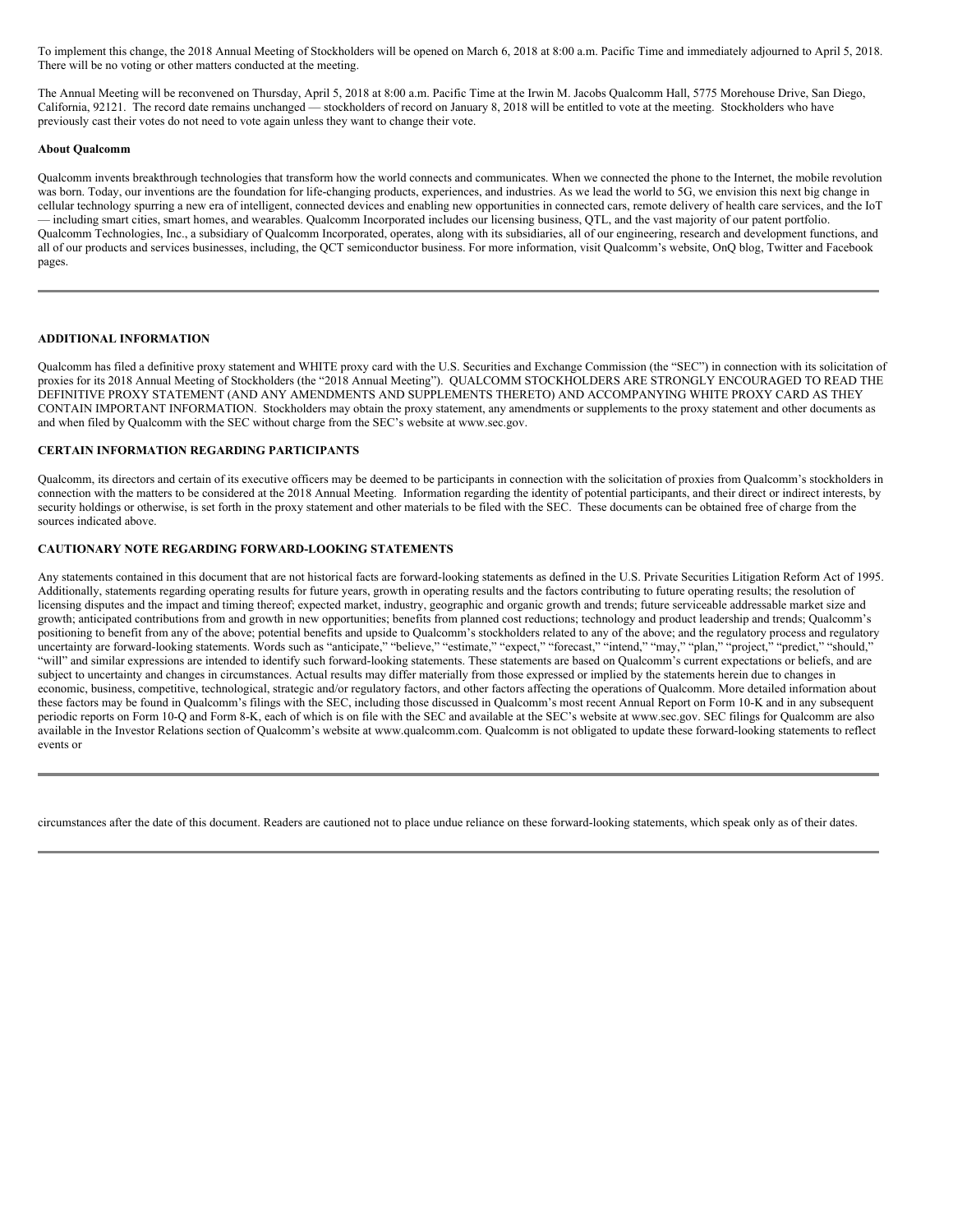To implement this change, the 2018 Annual Meeting of Stockholders will be opened on March 6, 2018 at 8:00 a.m. Pacific Time and immediately adjourned to April 5, 2018. There will be no voting or other matters conducted at the meeting.

The Annual Meeting will be reconvened on Thursday, April 5, 2018 at 8:00 a.m. Pacific Time at the Irwin M. Jacobs Qualcomm Hall, 5775 Morehouse Drive, San Diego, California, 92121. The record date remains unchanged — stockholders of record on January 8, 2018 will be entitled to vote at the meeting. Stockholders who have previously cast their votes do not need to vote again unless they want to change their vote.

**About Qualcomm**

Qualcomm invents breakthrough technologies that transform how the world connects and communicates. When we connected the phone to the Internet, the mobile revolution was born. Today, our inventions are the foundation for life-changing products, experiences, and industries. As we lead the world to 5G, we envision this next big change in cellular technology spurring a new era of intelligent, connected devices and enabling new opportunities in connected cars, remote delivery of health care services, and the IoT — including smart cities, smart homes, and wearables. Qualcomm Incorporated includes our licensing business, QTL, and the vast majority of our patent portfolio. Qualcomm Technologies, Inc., a subsidiary of Qualcomm Incorporated, operates, along with its subsidiaries, all of our engineering, research and development functions, and all of our products and services businesses, including, the QCT semiconductor business. For more information, visit Qualcomm's website, OnQ blog, Twitter and Facebook pages.

---

**ADDITIONAL INFORMATION**

Qualcomm has filed a definitive proxy statement and WHITE proxy card with the U.S. Securities and Exchange Commission (the "SEC") in connection with its solicitation of proxies for its 2018 Annual Meeting of Stockholders (the "2018 Annual Meeting"). QUALCOMM STOCKHOLDERS ARE STRONGLY ENCOURAGED TO READ THE DEFINITIVE PROXY STATEMENT (AND ANY AMENDMENTS AND SUPPLEMENTS THERETO) AND ACCOMPANYING WHITE PROXY CARD AS THEY CONTAIN IMPORTANT INFORMATION. Stockholders may obtain the proxy statement, any amendments or supplements to the proxy statement and other documents as and when filed by Qualcomm with the SEC without charge from the SEC's website at www.sec.gov.

**CERTAIN INFORMATION REGARDING PARTICIPANTS**

Qualcomm, its directors and certain of its executive officers may be deemed to be participants in connection with the solicitation of proxies from Qualcomm's stockholders in connection with the matters to be considered at the 2018 Annual Meeting. Information regarding the identity of potential participants, and their direct or indirect interests, by security holdings or otherwise, is set forth in the proxy statement and other materials to be filed with the SEC. These documents can be obtained free of charge from the sources indicated above.

**CAUTIONARY NOTE REGARDING FORWARD-LOOKING STATEMENTS**

Any statements contained in this document that are not historical facts are forward-looking statements as defined in the U.S. Private Securities Litigation Reform Act of 1995. Additionally, statements regarding operating results for future years, growth in operating results and the factors contributing to future operating results; the resolution of licensing disputes and the impact and timing thereof; expected market, industry, geographic and organic growth and trends; future serviceable addressable market size and growth; anticipated contributions from and growth in new opportunities; benefits from planned cost reductions; technology and product leadership and trends; Qualcomm's positioning to benefit from any of the above; potential benefits and upside to Qualcomm's stockholders related to any of the above; and the regulatory process and regulatory uncertainty are forward-looking statements. Words such as "anticipate," "believe," "estimate," "expect," "forecast," "intend," "may," "plan," "project," "predict," "should," "will" and similar expressions are intended to identify such forward-looking statements. These statements are based on Qualcomm's current expectations or beliefs, and are subject to uncertainty and changes in circumstances. Actual results may differ materially from those expressed or implied by the statements herein due to changes in economic, business, competitive, technological, strategic and/or regulatory factors, and other factors affecting the operations of Qualcomm. More detailed information about these factors may be found in Qualcomm's filings with the SEC, including those discussed in Qualcomm's most recent Annual Report on Form 10-K and in any subsequent periodic reports on Form 10-Q and Form 8-K, each of which is on file with the SEC and available at the SEC's website at www.sec.gov. SEC filings for Qualcomm are also available in the Investor Relations section of Qualcomm's website at www.qualcomm.com. Qualcomm is not obligated to update these forward-looking statements to reflect events or circumstances after the date of this document. Readers are cautioned not to place undue reliance on these forward-looking statements, which speak only as of their dates.